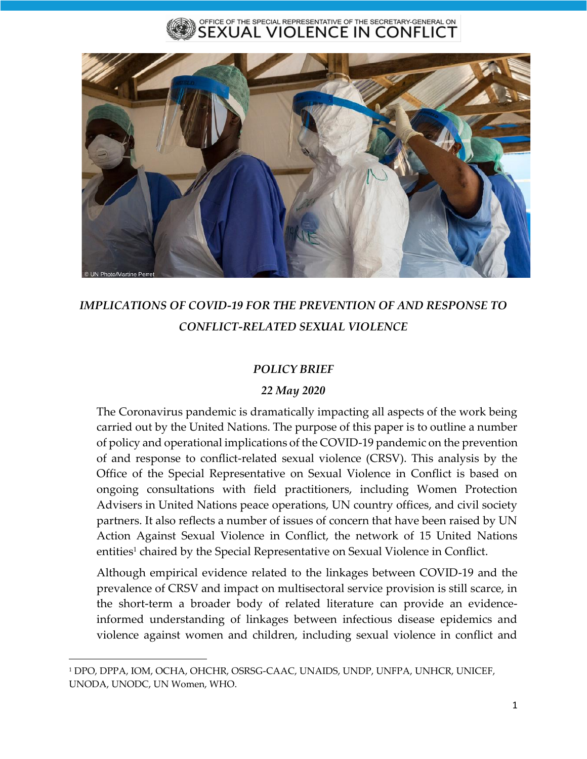OFFICE OF THE SPECIAL REPRESENTATIVE OF THE SECRETARY-GENERAL ON
SEXUAL VIOLENCE IN CONFLICT

© UN Photo/Martine Perret

# *IMPLICATIONS OF COVID-19 FOR THE PREVENTION OF AND RESPONSE TO CONFLICT-RELATED SEXUAL VIOLENCE*

## *POLICY BRIEF*

*22 May 2020*

The Coronavirus pandemic is dramatically impacting all aspects of the work being carried out by the United Nations. The purpose of this paper is to outline a number of policy and operational implications of the COVID-19 pandemic on the prevention of and response to conflict-related sexual violence (CRSV). This analysis by the Office of the Special Representative on Sexual Violence in Conflict is based on ongoing consultations with field practitioners, including Women Protection Advisers in United Nations peace operations, UN country offices, and civil society partners. It also reflects a number of issues of concern that have been raised by UN Action Against Sexual Violence in Conflict, the network of 15 United Nations entities[1] chaired by the Special Representative on Sexual Violence in Conflict.

Although empirical evidence related to the linkages between COVID-19 and the prevalence of CRSV and impact on multisectoral service provision is still scarce, in the short-term a broader body of related literature can provide an evidence-informed understanding of linkages between infectious disease epidemics and violence against women and children, including sexual violence in conflict and

[1] DPO, DPPA, IOM, OCHA, OHCHR, OSRSG-CAAC, UNAIDS, UNDP, UNFPA, UNHCR, UNICEF, UNODA, UNODC, UN Women, WHO.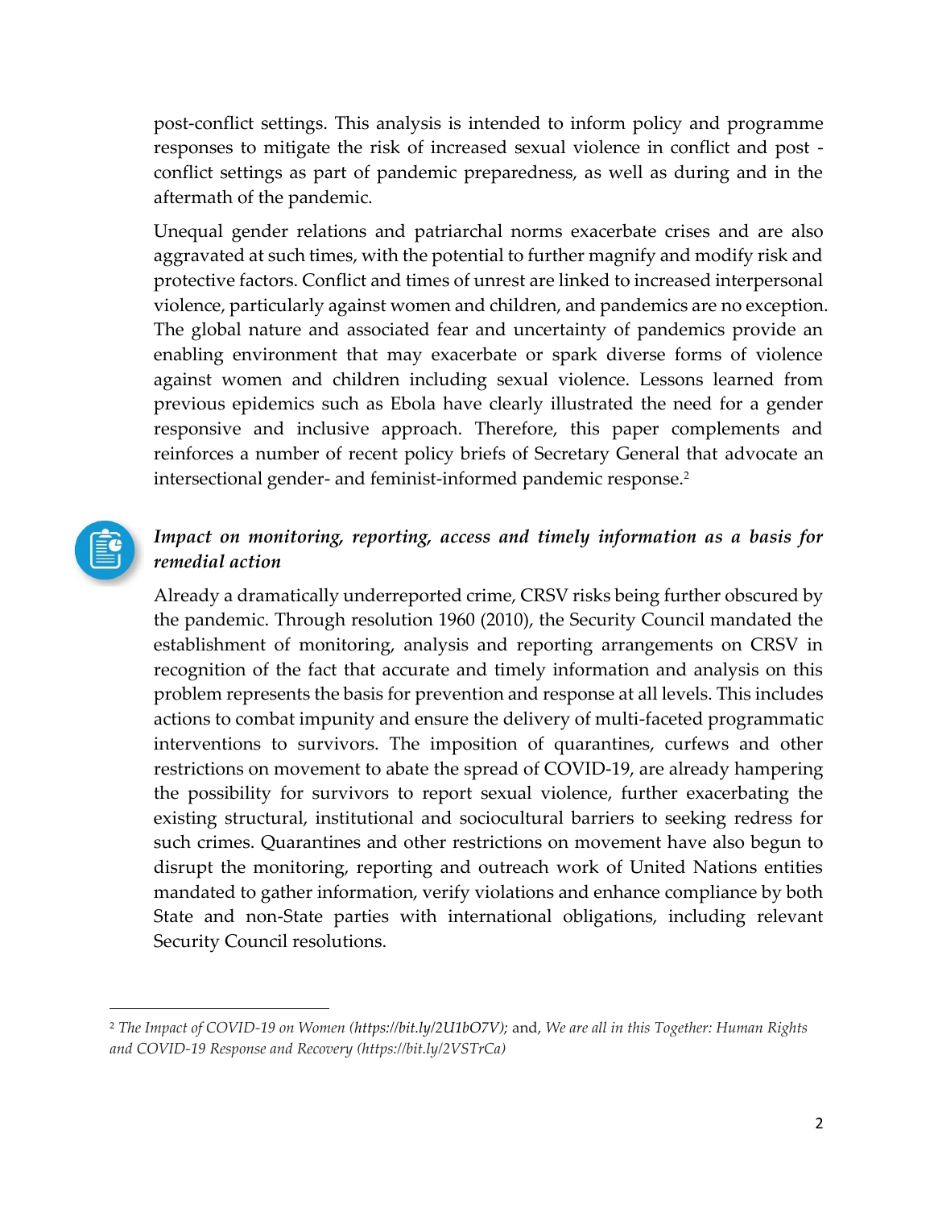post-conflict settings. This analysis is intended to inform policy and programme responses to mitigate the risk of increased sexual violence in conflict and post - conflict settings as part of pandemic preparedness, as well as during and in the aftermath of the pandemic.

Unequal gender relations and patriarchal norms exacerbate crises and are also aggravated at such times, with the potential to further magnify and modify risk and protective factors. Conflict and times of unrest are linked to increased interpersonal violence, particularly against women and children, and pandemics are no exception. The global nature and associated fear and uncertainty of pandemics provide an enabling environment that may exacerbate or spark diverse forms of violence against women and children including sexual violence. Lessons learned from previous epidemics such as Ebola have clearly illustrated the need for a gender responsive and inclusive approach. Therefore, this paper complements and reinforces a number of recent policy briefs of Secretary General that advocate an intersectional gender- and feminist-informed pandemic response.[2]

### *Impact on monitoring, reporting, access and timely information as a basis for remedial action*

Already a dramatically underreported crime, CRSV risks being further obscured by the pandemic. Through resolution 1960 (2010), the Security Council mandated the establishment of monitoring, analysis and reporting arrangements on CRSV in recognition of the fact that accurate and timely information and analysis on this problem represents the basis for prevention and response at all levels. This includes actions to combat impunity and ensure the delivery of multi-faceted programmatic interventions to survivors. The imposition of quarantines, curfews and other restrictions on movement to abate the spread of COVID-19, are already hampering the possibility for survivors to report sexual violence, further exacerbating the existing structural, institutional and sociocultural barriers to seeking redress for such crimes. Quarantines and other restrictions on movement have also begun to disrupt the monitoring, reporting and outreach work of United Nations entities mandated to gather information, verify violations and enhance compliance by both State and non-State parties with international obligations, including relevant Security Council resolutions.

---

[2] *The Impact of COVID-19 on Women (https://bit.ly/2U1bO7V);* and, *We are all in this Together: Human Rights and COVID-19 Response and Recovery (https://bit.ly/2VSTrCa)*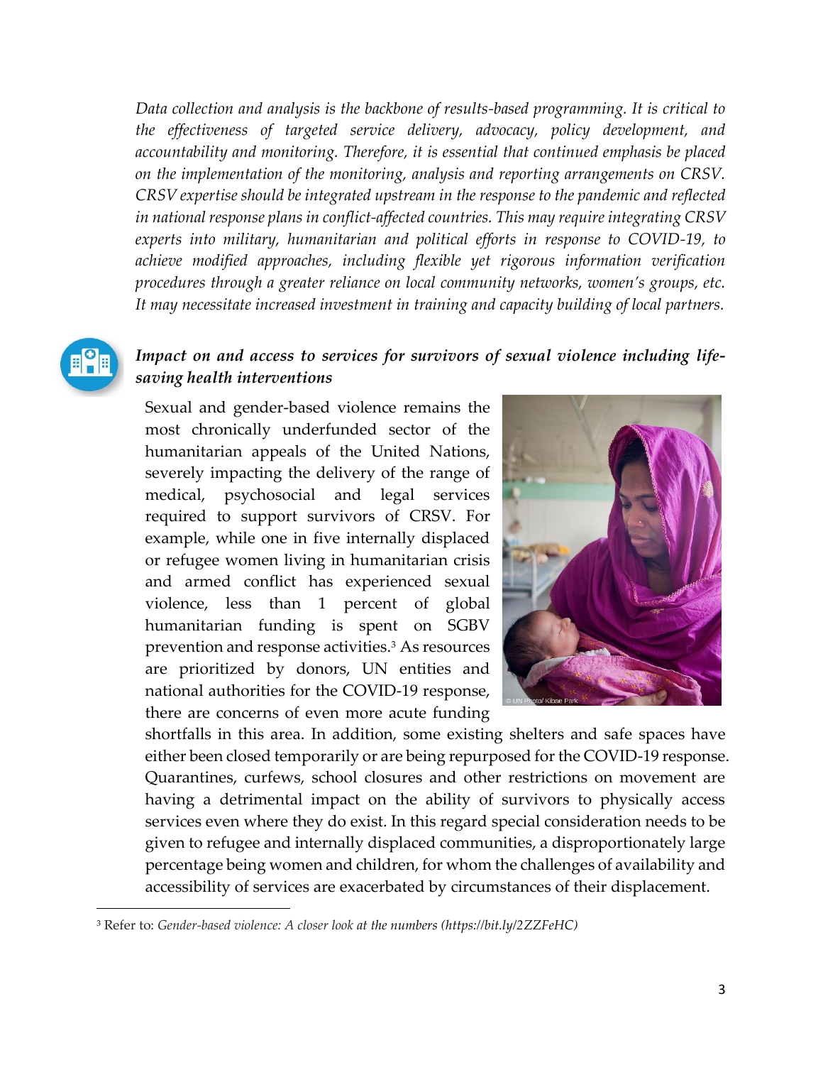*Data collection and analysis is the backbone of results-based programming. It is critical to the effectiveness of targeted service delivery, advocacy, policy development, and accountability and monitoring. Therefore, it is essential that continued emphasis be placed on the implementation of the monitoring, analysis and reporting arrangements on CRSV. CRSV expertise should be integrated upstream in the response to the pandemic and reflected in national response plans in conflict-affected countries. This may require integrating CRSV experts into military, humanitarian and political efforts in response to COVID-19, to achieve modified approaches, including flexible yet rigorous information verification procedures through a greater reliance on local community networks, women's groups, etc. It may necessitate increased investment in training and capacity building of local partners.*

### *Impact on and access to services for survivors of sexual violence including life-saving health interventions*

Sexual and gender-based violence remains the most chronically underfunded sector of the humanitarian appeals of the United Nations, severely impacting the delivery of the range of medical, psychosocial and legal services required to support survivors of CRSV. For example, while one in five internally displaced or refugee women living in humanitarian crisis and armed conflict has experienced sexual violence, less than 1 percent of global humanitarian funding is spent on SGBV prevention and response activities.[3] As resources are prioritized by donors, UN entities and national authorities for the COVID-19 response, there are concerns of even more acute funding shortfalls in this area. In addition, some existing shelters and safe spaces have either been closed temporarily or are being repurposed for the COVID-19 response. Quarantines, curfews, school closures and other restrictions on movement are having a detrimental impact on the ability of survivors to physically access services even where they do exist. In this regard special consideration needs to be given to refugee and internally displaced communities, a disproportionately large percentage being women and children, for whom the challenges of availability and accessibility of services are exacerbated by circumstances of their displacement.

---

[3] Refer to: *Gender-based violence: A closer look at the numbers (https://bit.ly/2ZZFeHC)*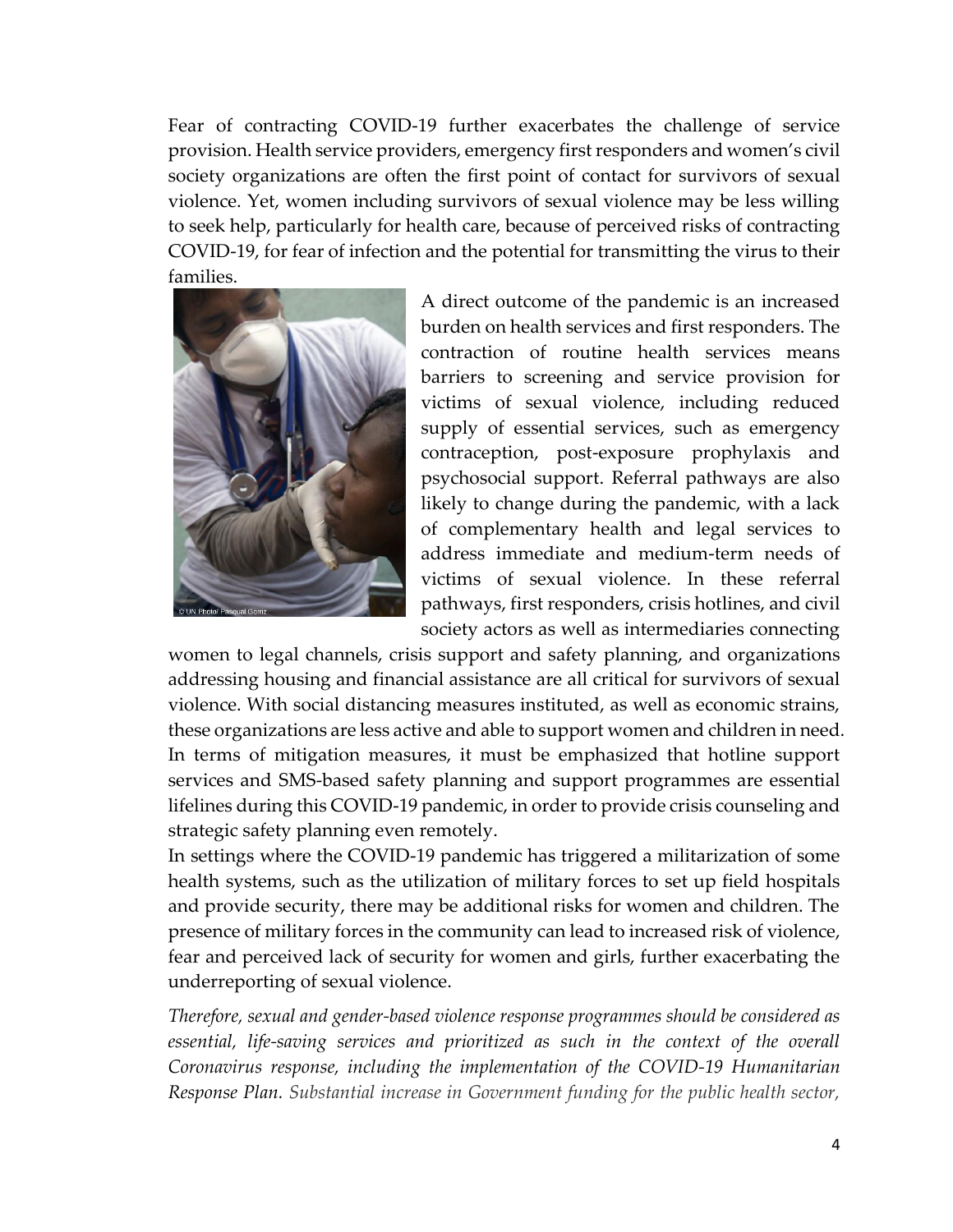Fear of contracting COVID-19 further exacerbates the challenge of service provision. Health service providers, emergency first responders and women's civil society organizations are often the first point of contact for survivors of sexual violence. Yet, women including survivors of sexual violence may be less willing to seek help, particularly for health care, because of perceived risks of contracting COVID-19, for fear of infection and the potential for transmitting the virus to their families.

A direct outcome of the pandemic is an increased burden on health services and first responders. The contraction of routine health services means barriers to screening and service provision for victims of sexual violence, including reduced supply of essential services, such as emergency contraception, post-exposure prophylaxis and psychosocial support. Referral pathways are also likely to change during the pandemic, with a lack of complementary health and legal services to address immediate and medium-term needs of victims of sexual violence. In these referral pathways, first responders, crisis hotlines, and civil society actors as well as intermediaries connecting women to legal channels, crisis support and safety planning, and organizations addressing housing and financial assistance are all critical for survivors of sexual violence. With social distancing measures instituted, as well as economic strains, these organizations are less active and able to support women and children in need. In terms of mitigation measures, it must be emphasized that hotline support services and SMS-based safety planning and support programmes are essential lifelines during this COVID-19 pandemic, in order to provide crisis counseling and strategic safety planning even remotely.

In settings where the COVID-19 pandemic has triggered a militarization of some health systems, such as the utilization of military forces to set up field hospitals and provide security, there may be additional risks for women and children. The presence of military forces in the community can lead to increased risk of violence, fear and perceived lack of security for women and girls, further exacerbating the underreporting of sexual violence.

*Therefore, sexual and gender-based violence response programmes should be considered as essential, life-saving services and prioritized as such in the context of the overall Coronavirus response, including the implementation of the COVID-19 Humanitarian Response Plan. Substantial increase in Government funding for the public health sector,*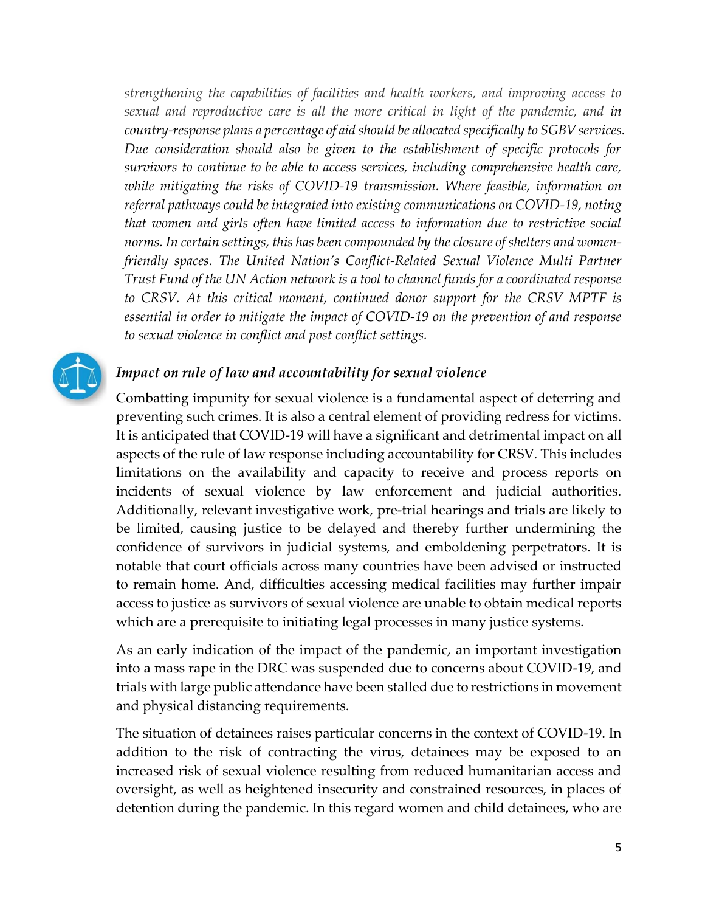*strengthening the capabilities of facilities and health workers, and improving access to sexual and reproductive care is all the more critical in light of the pandemic, and **in country-response plans a percentage of aid should be allocated specifically to SGBV services. Due consideration should also be given to the establishment of specific protocols for survivors to continue to be able to access services, including comprehensive health care, while mitigating the risks of COVID-19 transmission. Where feasible, information on referral pathways could be integrated into existing communications on COVID-19, noting that women and girls often have limited access to information due to restrictive social norms. In certain settings, this has been compounded by the closure of shelters and women-friendly spaces. The United Nation's Conflict-Related Sexual Violence Multi Partner Trust Fund of the UN Action network is a tool to channel funds for a coordinated response to CRSV. At this critical moment, continued donor support for the CRSV MPTF is essential in order to mitigate the impact of COVID-19 on the prevention of and response to sexual violence in conflict and post conflict settings.***

### *Impact on rule of law and accountability for sexual violence*

Combatting impunity for sexual violence is a fundamental aspect of deterring and preventing such crimes. It is also a central element of providing redress for victims. It is anticipated that COVID-19 will have a significant and detrimental impact on all aspects of the rule of law response including accountability for CRSV. This includes limitations on the availability and capacity to receive and process reports on incidents of sexual violence by law enforcement and judicial authorities. Additionally, relevant investigative work, pre-trial hearings and trials are likely to be limited, causing justice to be delayed and thereby further undermining the confidence of survivors in judicial systems, and emboldening perpetrators. It is notable that court officials across many countries have been advised or instructed to remain home. And, difficulties accessing medical facilities may further impair access to justice as survivors of sexual violence are unable to obtain medical reports which are a prerequisite to initiating legal processes in many justice systems.

As an early indication of the impact of the pandemic, an important investigation into a mass rape in the DRC was suspended due to concerns about COVID-19, and trials with large public attendance have been stalled due to restrictions in movement and physical distancing requirements.

The situation of detainees raises particular concerns in the context of COVID-19. In addition to the risk of contracting the virus, detainees may be exposed to an increased risk of sexual violence resulting from reduced humanitarian access and oversight, as well as heightened insecurity and constrained resources, in places of detention during the pandemic. In this regard women and child detainees, who are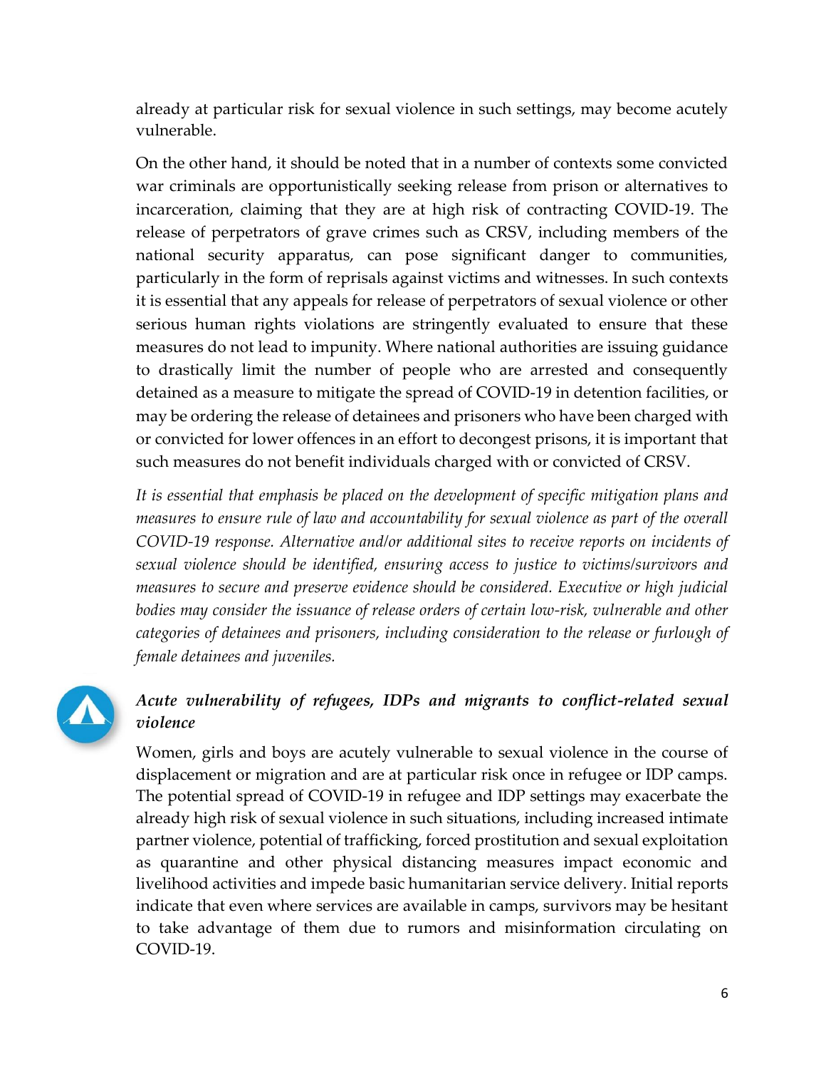already at particular risk for sexual violence in such settings, may become acutely vulnerable.

On the other hand, it should be noted that in a number of contexts some convicted war criminals are opportunistically seeking release from prison or alternatives to incarceration, claiming that they are at high risk of contracting COVID-19. The release of perpetrators of grave crimes such as CRSV, including members of the national security apparatus, can pose significant danger to communities, particularly in the form of reprisals against victims and witnesses. In such contexts it is essential that any appeals for release of perpetrators of sexual violence or other serious human rights violations are stringently evaluated to ensure that these measures do not lead to impunity. Where national authorities are issuing guidance to drastically limit the number of people who are arrested and consequently detained as a measure to mitigate the spread of COVID-19 in detention facilities, or may be ordering the release of detainees and prisoners who have been charged with or convicted for lower offences in an effort to decongest prisons, it is important that such measures do not benefit individuals charged with or convicted of CRSV.

*It is essential that emphasis be placed on the development of specific mitigation plans and measures to ensure rule of law and accountability for sexual violence as part of the overall COVID-19 response. Alternative and/or additional sites to receive reports on incidents of sexual violence should be identified, ensuring access to justice to victims/survivors and measures to secure and preserve evidence should be considered. Executive or high judicial bodies may consider the issuance of release orders of certain low-risk, vulnerable and other categories of detainees and prisoners, including consideration to the release or furlough of female detainees and juveniles.*

### *Acute vulnerability of refugees, IDPs and migrants to conflict-related sexual violence*

Women, girls and boys are acutely vulnerable to sexual violence in the course of displacement or migration and are at particular risk once in refugee or IDP camps. The potential spread of COVID-19 in refugee and IDP settings may exacerbate the already high risk of sexual violence in such situations, including increased intimate partner violence, potential of trafficking, forced prostitution and sexual exploitation as quarantine and other physical distancing measures impact economic and livelihood activities and impede basic humanitarian service delivery. Initial reports indicate that even where services are available in camps, survivors may be hesitant to take advantage of them due to rumors and misinformation circulating on COVID-19.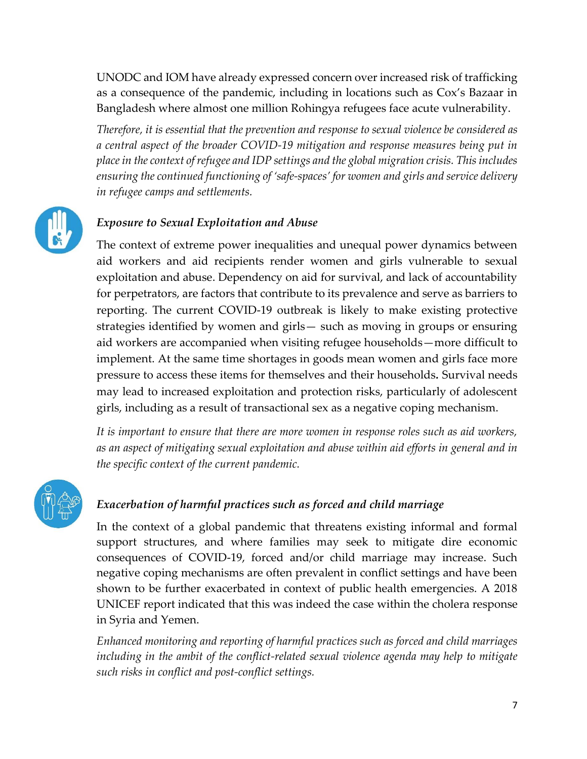UNODC and IOM have already expressed concern over increased risk of trafficking as a consequence of the pandemic, including in locations such as Cox's Bazaar in Bangladesh where almost one million Rohingya refugees face acute vulnerability.

*Therefore, it is essential that the prevention and response to sexual violence be considered as a central aspect of the broader COVID-19 mitigation and response measures being put in place in the context of refugee and IDP settings and the global migration crisis. This includes ensuring the continued functioning of 'safe-spaces' for women and girls and service delivery in refugee camps and settlements.*

### *Exposure to Sexual Exploitation and Abuse*

The context of extreme power inequalities and unequal power dynamics between aid workers and aid recipients render women and girls vulnerable to sexual exploitation and abuse. Dependency on aid for survival, and lack of accountability for perpetrators, are factors that contribute to its prevalence and serve as barriers to reporting. The current COVID-19 outbreak is likely to make existing protective strategies identified by women and girls— such as moving in groups or ensuring aid workers are accompanied when visiting refugee households—more difficult to implement. At the same time shortages in goods mean women and girls face more pressure to access these items for themselves and their households**.** Survival needs may lead to increased exploitation and protection risks, particularly of adolescent girls, including as a result of transactional sex as a negative coping mechanism.

*It is important to ensure that there are more women in response roles such as aid workers, as an aspect of mitigating sexual exploitation and abuse within aid efforts in general and in the specific context of the current pandemic.*

### *Exacerbation of harmful practices such as forced and child marriage*

In the context of a global pandemic that threatens existing informal and formal support structures, and where families may seek to mitigate dire economic consequences of COVID-19, forced and/or child marriage may increase. Such negative coping mechanisms are often prevalent in conflict settings and have been shown to be further exacerbated in context of public health emergencies. A 2018 UNICEF report indicated that this was indeed the case within the cholera response in Syria and Yemen.

*Enhanced monitoring and reporting of harmful practices such as forced and child marriages including in the ambit of the conflict-related sexual violence agenda may help to mitigate such risks in conflict and post-conflict settings.*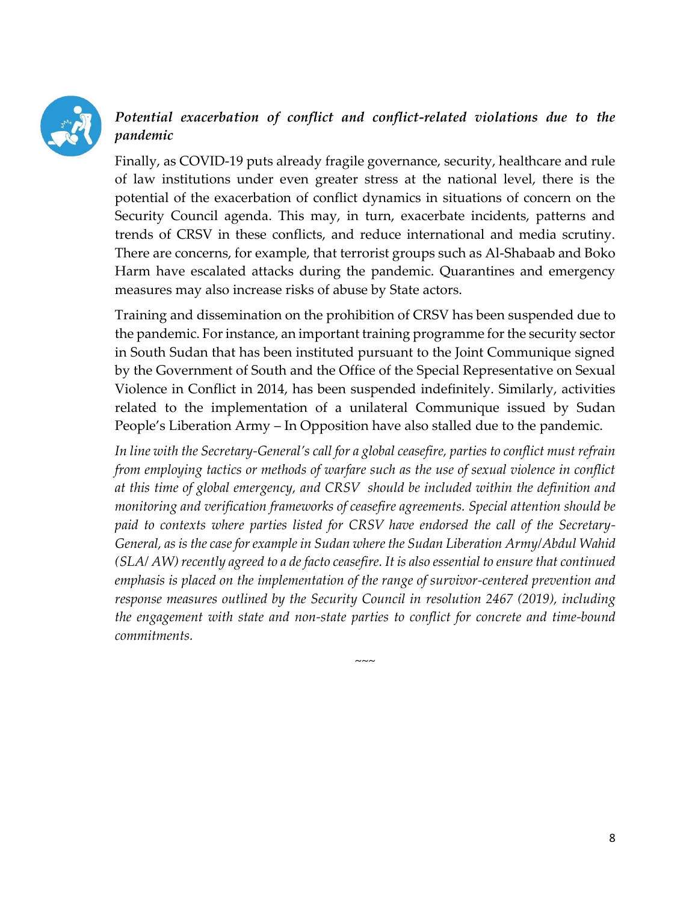### *Potential exacerbation of conflict and conflict-related violations due to the pandemic*

Finally, as COVID-19 puts already fragile governance, security, healthcare and rule of law institutions under even greater stress at the national level, there is the potential of the exacerbation of conflict dynamics in situations of concern on the Security Council agenda. This may, in turn, exacerbate incidents, patterns and trends of CRSV in these conflicts, and reduce international and media scrutiny. There are concerns, for example, that terrorist groups such as Al-Shabaab and Boko Harm have escalated attacks during the pandemic. Quarantines and emergency measures may also increase risks of abuse by State actors.

Training and dissemination on the prohibition of CRSV has been suspended due to the pandemic. For instance, an important training programme for the security sector in South Sudan that has been instituted pursuant to the Joint Communique signed by the Government of South and the Office of the Special Representative on Sexual Violence in Conflict in 2014, has been suspended indefinitely. Similarly, activities related to the implementation of a unilateral Communique issued by Sudan People's Liberation Army – In Opposition have also stalled due to the pandemic.

*In line with the Secretary-General's call for a global ceasefire, parties to conflict must refrain from employing tactics or methods of warfare such as the use of sexual violence in conflict at this time of global emergency, and CRSV should be included within the definition and monitoring and verification frameworks of ceasefire agreements. Special attention should be paid to contexts where parties listed for CRSV have endorsed the call of the Secretary-General, as is the case for example in Sudan where the Sudan Liberation Army/Abdul Wahid (SLA/ AW) recently agreed to a de facto ceasefire. It is also essential to ensure that continued emphasis is placed on the implementation of the range of survivor-centered prevention and response measures outlined by the Security Council in resolution 2467 (2019), including the engagement with state and non-state parties to conflict for concrete and time-bound commitments.*

~~~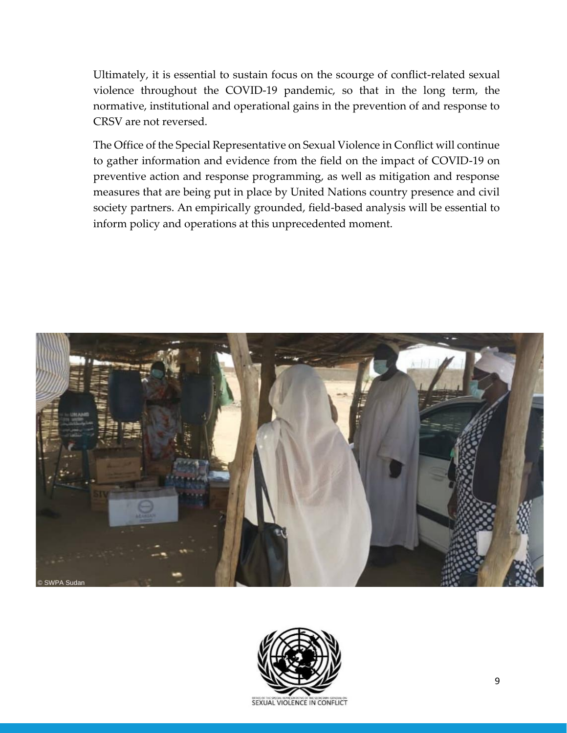Ultimately, it is essential to sustain focus on the scourge of conflict-related sexual violence throughout the COVID-19 pandemic, so that in the long term, the normative, institutional and operational gains in the prevention of and response to CRSV are not reversed.

The Office of the Special Representative on Sexual Violence in Conflict will continue to gather information and evidence from the field on the impact of COVID-19 on preventive action and response programming, as well as mitigation and response measures that are being put in place by United Nations country presence and civil society partners. An empirically grounded, field-based analysis will be essential to inform policy and operations at this unprecedented moment.

© SWPA Sudan